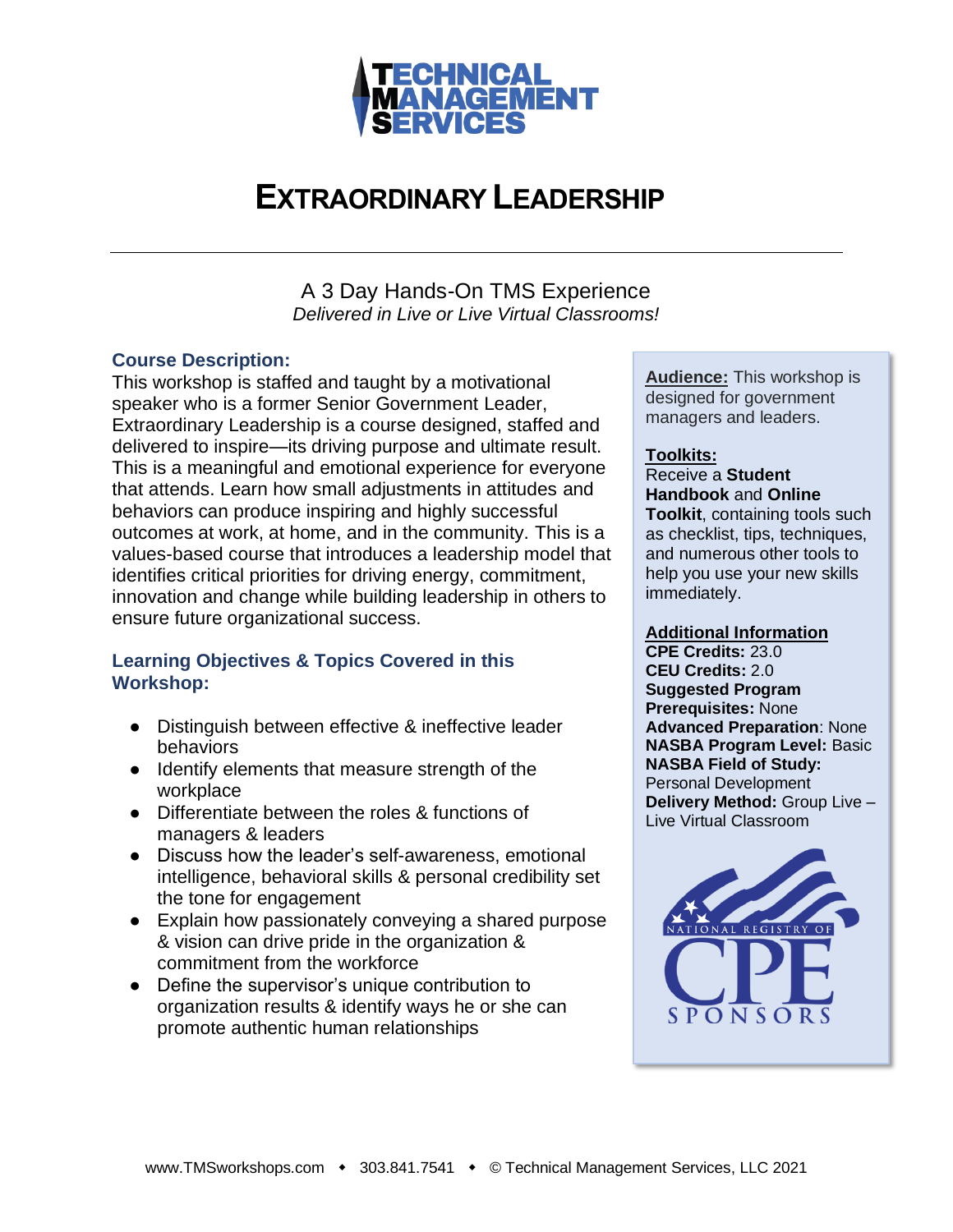**TECHNICAL MANAGEMENT SERVICES**

# EXTRAORDINARY LEADERSHIP

A 3 Day Hands-On TMS Experience
*Delivered in Live or Live Virtual Classrooms!*

## Course Description:

This workshop is staffed and taught by a motivational speaker who is a former Senior Government Leader, Extraordinary Leadership is a course designed, staffed and delivered to inspire—its driving purpose and ultimate result. This is a meaningful and emotional experience for everyone that attends. Learn how small adjustments in attitudes and behaviors can produce inspiring and highly successful outcomes at work, at home, and in the community. This is a values-based course that introduces a leadership model that identifies critical priorities for driving energy, commitment, innovation and change while building leadership in others to ensure future organizational success.

## Learning Objectives & Topics Covered in this Workshop:

- Distinguish between effective & ineffective leader behaviors
- Identify elements that measure strength of the workplace
- Differentiate between the roles & functions of managers & leaders
- Discuss how the leader's self-awareness, emotional intelligence, behavioral skills & personal credibility set the tone for engagement
- Explain how passionately conveying a shared purpose & vision can drive pride in the organization & commitment from the workforce
- Define the supervisor's unique contribution to organization results & identify ways he or she can promote authentic human relationships

**Audience:** This workshop is designed for government managers and leaders.

**Toolkits:**
Receive a **Student Handbook** and **Online Toolkit**, containing tools such as checklist, tips, techniques, and numerous other tools to help you use your new skills immediately.

**Additional Information**
**CPE Credits:** 23.0
**CEU Credits:** 2.0
**Suggested Program Prerequisites:** None
**Advanced Preparation**: None
**NASBA Program Level:** Basic
**NASBA Field of Study:** Personal Development
**Delivery Method:** Group Live – Live Virtual Classroom

NATIONAL REGISTRY OF CPE SPONSORS

www.TMSworkshops.com ◆ 303.841.7541 ◆ © Technical Management Services, LLC 2021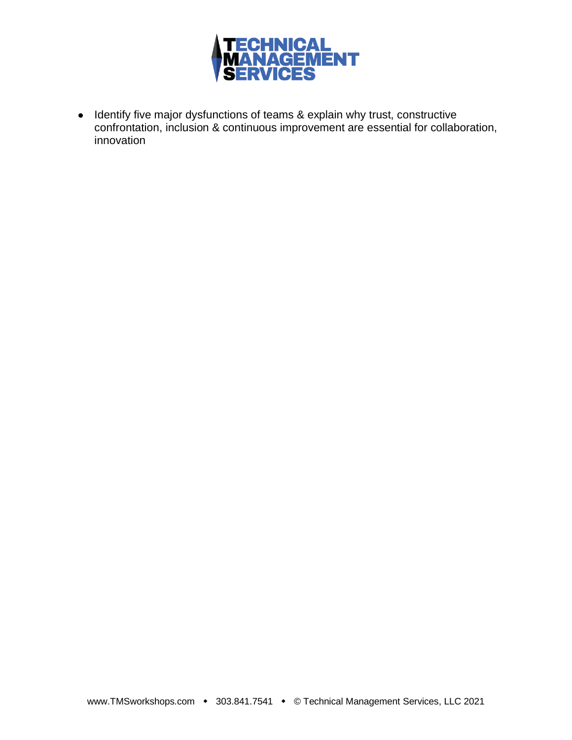- Identify five major dysfunctions of teams & explain why trust, constructive confrontation, inclusion & continuous improvement are essential for collaboration, innovation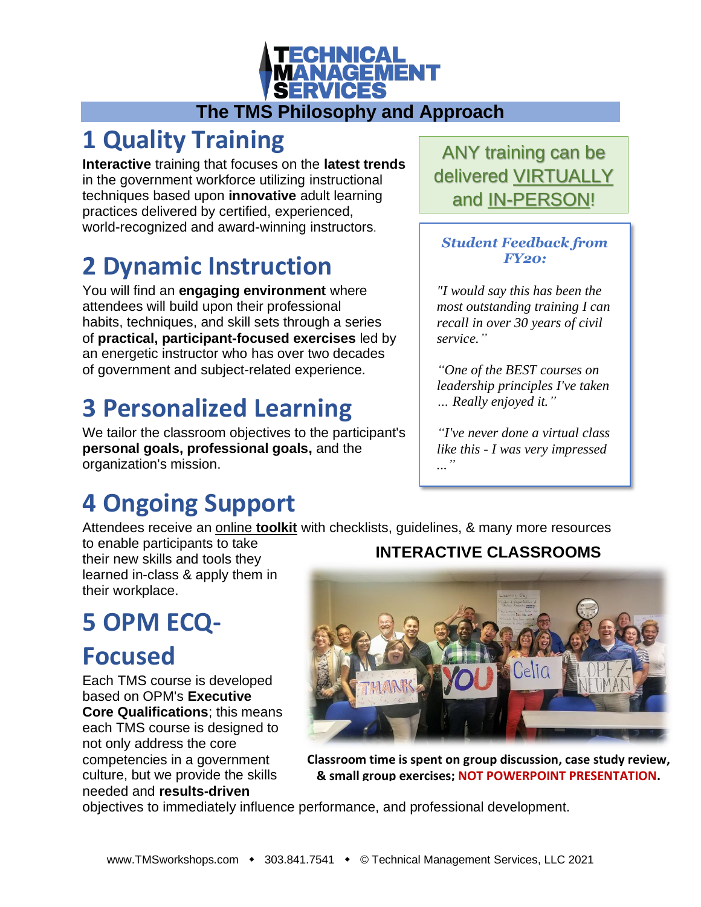# TECHNICAL MANAGEMENT SERVICES

## The TMS Philosophy and Approach

## 1 Quality Training

**Interactive** training that focuses on the **latest trends** in the government workforce utilizing instructional techniques based upon **innovative** adult learning practices delivered by certified, experienced, world-recognized and award-winning instructors.

## 2 Dynamic Instruction

You will find an **engaging environment** where attendees will build upon their professional habits, techniques, and skill sets through a series of **practical, participant-focused exercises** led by an energetic instructor who has over two decades of government and subject-related experience.

## 3 Personalized Learning

We tailor the classroom objectives to the participant's **personal goals, professional goals,** and the organization's mission.

ANY training can be delivered VIRTUALLY and IN-PERSON!

***Student Feedback from FY20:***

*"I would say this has been the most outstanding training I can recall in over 30 years of civil service."*

*"One of the BEST courses on leadership principles I've taken … Really enjoyed it."*

*"I've never done a virtual class like this - I was very impressed …"*

## 4 Ongoing Support

Attendees receive an online **toolkit** with checklists, guidelines, & many more resources to enable participants to take their new skills and tools they learned in-class & apply them in their workplace.

## 5 OPM ECQ-Focused

Each TMS course is developed based on OPM's **Executive Core Qualifications**; this means each TMS course is designed to not only address the core competencies in a government culture, but we provide the skills needed and **results-driven** objectives to immediately influence performance, and professional development.

**INTERACTIVE CLASSROOMS**

**Classroom time is spent on group discussion, case study review, & small group exercises; NOT POWERPOINT PRESENTATION.**

www.TMSworkshops.com ◆ 303.841.7541 ◆ © Technical Management Services, LLC 2021